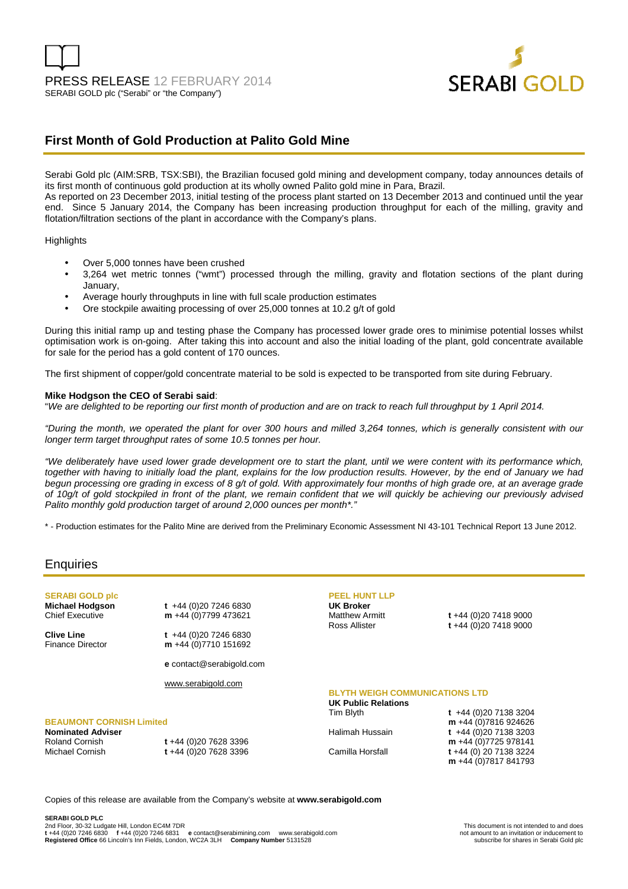PRESS RELEASE 12 FEBRUARY 2014

SERABI GOLD plc ("Serabi" or "the Company")

# First Month of Gold Production at Palito Gold Mine

Serabi Gold plc (AIM:SRB, TSX:SBI), the Brazilian focused gold mining and development company, today announces details of its first month of continuous gold production at its wholly owned Palito gold mine in Para, Brazil.

As reported on 23 December 2013, initial testing of the process plant started on 13 December 2013 and continued until the year end. Since 5 January 2014, the Company has been increasing production throughput for each of the milling, gravity and flotation/filtration sections of the plant in accordance with the Company's plans.

Highlights

- Over 5,000 tonnes have been crushed
- 3,264 wet metric tonnes ("wmt") processed through the milling, gravity and flotation sections of the plant during January,
- Average hourly throughputs in line with full scale production estimates
- Ore stockpile awaiting processing of over 25,000 tonnes at 10.2 g/t of gold

During this initial ramp up and testing phase the Company has processed lower grade ores to minimise potential losses whilst optimisation work is on-going. After taking this into account and also the initial loading of the plant, gold concentrate available for sale for the period has a gold content of 170 ounces.

The first shipment of copper/gold concentrate material to be sold is expected to be transported from site during February.

**Mike Hodgson the CEO of Serabi said**:

"*We are delighted to be reporting our first month of production and are on track to reach full throughput by 1 April 2014.*

*"During the month, we operated the plant for over 300 hours and milled 3,264 tonnes, which is generally consistent with our longer term target throughput rates of some 10.5 tonnes per hour.*

*"We deliberately have used lower grade development ore to start the plant, until we were content with its performance which, together with having to initially load the plant, explains for the low production results. However, by the end of January we had begun processing ore grading in excess of 8 g/t of gold. With approximately four months of high grade ore, at an average grade of 10g/t of gold stockpiled in front of the plant, we remain confident that we will quickly be achieving our previously advised Palito monthly gold production target of around 2,000 ounces per month\*."*

\* - Production estimates for the Palito Mine are derived from the Preliminary Economic Assessment NI 43-101 Technical Report 13 June 2012.

## Enquiries

**SERABI GOLD plc**

**Michael Hodgson** — Chief Executive
t +44 (0)20 7246 6830
m +44 (0)7799 473621

**Clive Line** — Finance Director
t +44 (0)20 7246 6830
m +44 (0)7710 151692

e contact@serabigold.com

www.serabigold.com

**BEAUMONT CORNISH Limited**

**Nominated Adviser**
Roland Cornish — t +44 (0)20 7628 3396
Michael Cornish — t +44 (0)20 7628 3396

**PEEL HUNT LLP**

**UK Broker**
Matthew Armitt — t +44 (0)20 7418 9000
Ross Allister — t +44 (0)20 7418 9000

**BLYTH WEIGH COMMUNICATIONS LTD**

**UK Public Relations**
Tim Blyth — t +44 (0)20 7138 3204, m +44 (0)7816 924626
Halimah Hussain — t +44 (0)20 7138 3203, m +44 (0)7725 978141
Camilla Horsfall — t +44 (0) 20 7138 3224, m +44 (0)7817 841793

Copies of this release are available from the Company's website at **www.serabigold.com**

**SERABI GOLD PLC**
2nd Floor, 30-32 Ludgate Hill, London EC4M 7DR
**t** +44 (0)20 7246 6830 **f** +44 (0)20 7246 6831 **e** contact@serabimining.com www.serabigold.com
**Registered Office** 66 Lincoln's Inn Fields, London, WC2A 3LH **Company Number** 5131528

This document is not intended to and does not amount to an invitation or inducement to subscribe for shares in Serabi Gold plc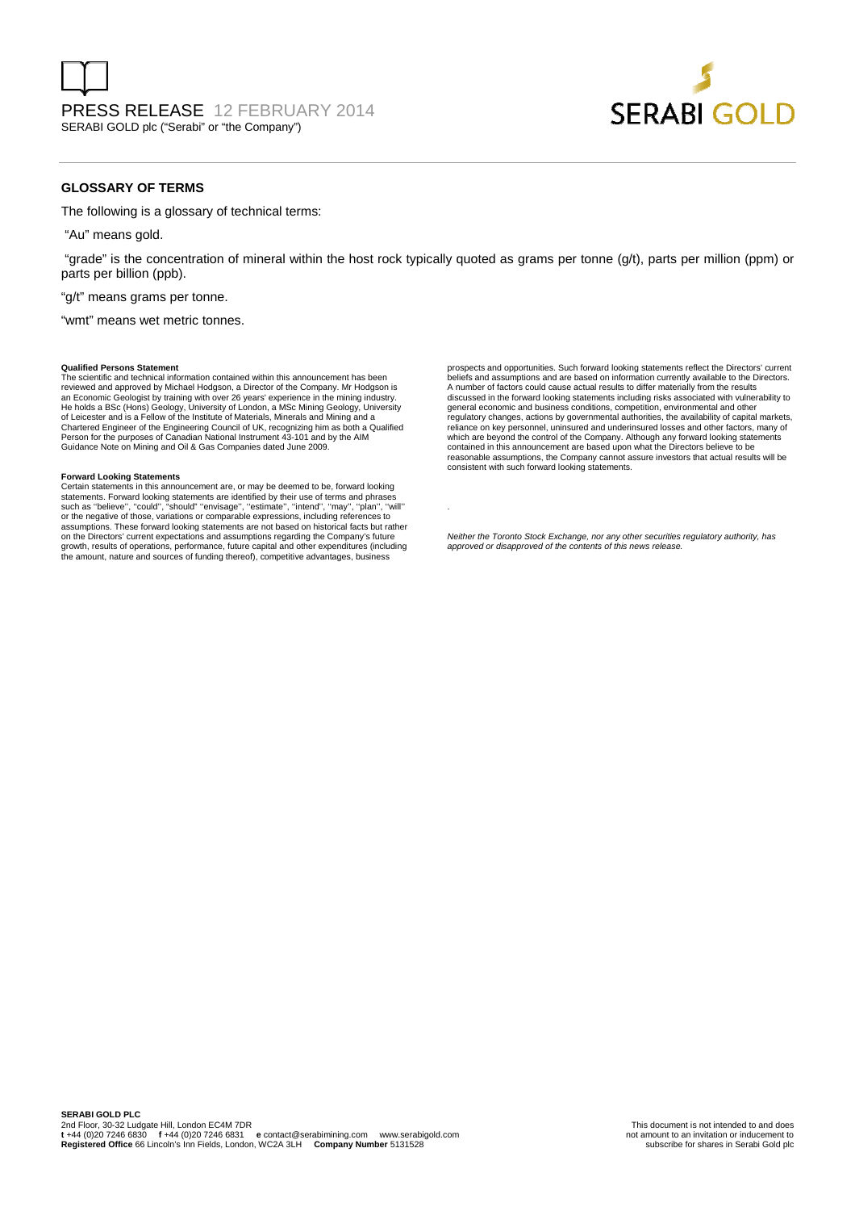## GLOSSARY OF TERMS

The following is a glossary of technical terms:

"Au" means gold.

"grade" is the concentration of mineral within the host rock typically quoted as grams per tonne (g/t), parts per million (ppm) or parts per billion (ppb).

"g/t" means grams per tonne.

"wmt" means wet metric tonnes.

**Qualified Persons Statement**
The scientific and technical information contained within this announcement has been reviewed and approved by Michael Hodgson, a Director of the Company. Mr Hodgson is an Economic Geologist by training with over 26 years' experience in the mining industry. He holds a BSc (Hons) Geology, University of London, a MSc Mining Geology, University of Leicester and is a Fellow of the Institute of Materials, Minerals and Mining and a Chartered Engineer of the Engineering Council of UK, recognizing him as both a Qualified Person for the purposes of Canadian National Instrument 43-101 and by the AIM Guidance Note on Mining and Oil & Gas Companies dated June 2009.

**Forward Looking Statements**
Certain statements in this announcement are, or may be deemed to be, forward looking statements. Forward looking statements are identified by their use of terms and phrases such as ''believe'', ''could'', "should" ''envisage'', ''estimate'', ''intend'', ''may'', ''plan'', ''will'' or the negative of those, variations or comparable expressions, including references to assumptions. These forward looking statements are not based on historical facts but rather on the Directors' current expectations and assumptions regarding the Company's future growth, results of operations, performance, future capital and other expenditures (including the amount, nature and sources of funding thereof), competitive advantages, business prospects and opportunities. Such forward looking statements reflect the Directors' current beliefs and assumptions and are based on information currently available to the Directors. A number of factors could cause actual results to differ materially from the results discussed in the forward looking statements including risks associated with vulnerability to general economic and business conditions, competition, environmental and other regulatory changes, actions by governmental authorities, the availability of capital markets, reliance on key personnel, uninsured and underinsured losses and other factors, many of which are beyond the control of the Company. Although any forward looking statements contained in this announcement are based upon what the Directors believe to be reasonable assumptions, the Company cannot assure investors that actual results will be consistent with such forward looking statements.

*Neither the Toronto Stock Exchange, nor any other securities regulatory authority, has approved or disapproved of the contents of this news release.*